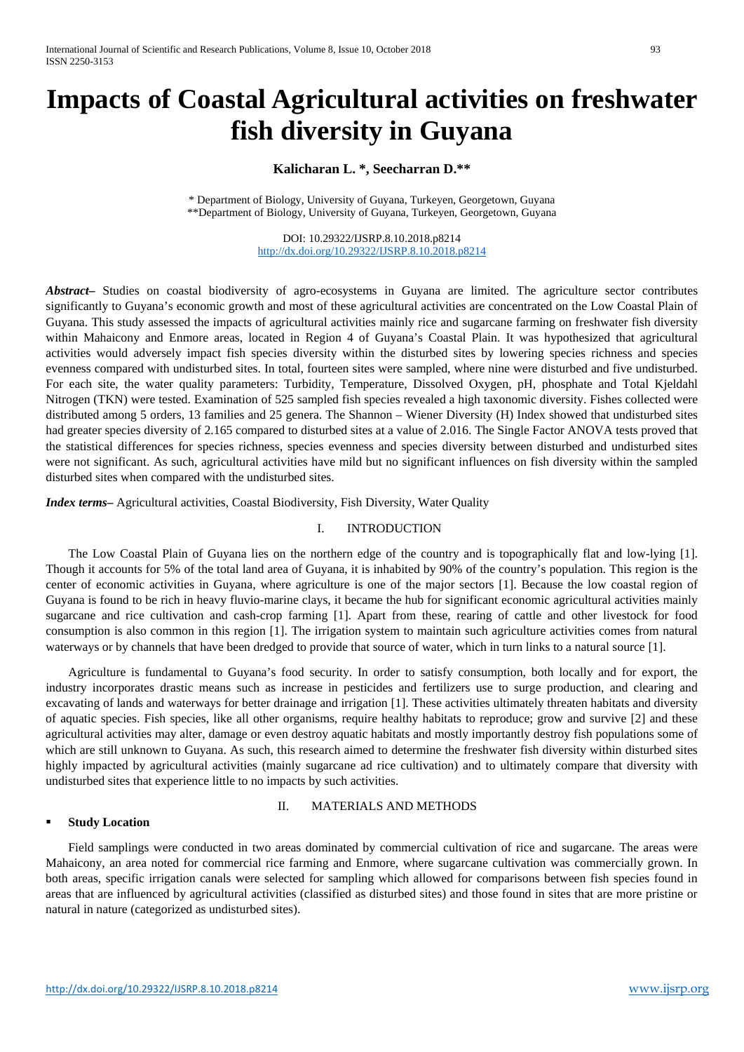# Impacts of Coastal Agricultural activities on freshwater fish diversity in Guyana

**Kalicharan L. \*, Seecharran D.\*\***

\* Department of Biology, University of Guyana, Turkeyen, Georgetown, Guyana
\*\*Department of Biology, University of Guyana, Turkeyen, Georgetown, Guyana

DOI: 10.29322/IJSRP.8.10.2018.p8214
http://dx.doi.org/10.29322/IJSRP.8.10.2018.p8214

***Abstract–*** Studies on coastal biodiversity of agro-ecosystems in Guyana are limited. The agriculture sector contributes significantly to Guyana's economic growth and most of these agricultural activities are concentrated on the Low Coastal Plain of Guyana. This study assessed the impacts of agricultural activities mainly rice and sugarcane farming on freshwater fish diversity within Mahaicony and Enmore areas, located in Region 4 of Guyana's Coastal Plain. It was hypothesized that agricultural activities would adversely impact fish species diversity within the disturbed sites by lowering species richness and species evenness compared with undisturbed sites. In total, fourteen sites were sampled, where nine were disturbed and five undisturbed. For each site, the water quality parameters: Turbidity, Temperature, Dissolved Oxygen, pH, phosphate and Total Kjeldahl Nitrogen (TKN) were tested. Examination of 525 sampled fish species revealed a high taxonomic diversity. Fishes collected were distributed among 5 orders, 13 families and 25 genera. The Shannon – Wiener Diversity (H) Index showed that undisturbed sites had greater species diversity of 2.165 compared to disturbed sites at a value of 2.016. The Single Factor ANOVA tests proved that the statistical differences for species richness, species evenness and species diversity between disturbed and undisturbed sites were not significant. As such, agricultural activities have mild but no significant influences on fish diversity within the sampled disturbed sites when compared with the undisturbed sites.

***Index terms–*** Agricultural activities, Coastal Biodiversity, Fish Diversity, Water Quality

## I. INTRODUCTION

The Low Coastal Plain of Guyana lies on the northern edge of the country and is topographically flat and low-lying [1]. Though it accounts for 5% of the total land area of Guyana, it is inhabited by 90% of the country's population. This region is the center of economic activities in Guyana, where agriculture is one of the major sectors [1]. Because the low coastal region of Guyana is found to be rich in heavy fluvio-marine clays, it became the hub for significant economic agricultural activities mainly sugarcane and rice cultivation and cash-crop farming [1]. Apart from these, rearing of cattle and other livestock for food consumption is also common in this region [1]. The irrigation system to maintain such agriculture activities comes from natural waterways or by channels that have been dredged to provide that source of water, which in turn links to a natural source [1].

Agriculture is fundamental to Guyana's food security. In order to satisfy consumption, both locally and for export, the industry incorporates drastic means such as increase in pesticides and fertilizers use to surge production, and clearing and excavating of lands and waterways for better drainage and irrigation [1]. These activities ultimately threaten habitats and diversity of aquatic species. Fish species, like all other organisms, require healthy habitats to reproduce; grow and survive [2] and these agricultural activities may alter, damage or even destroy aquatic habitats and mostly importantly destroy fish populations some of which are still unknown to Guyana. As such, this research aimed to determine the freshwater fish diversity within disturbed sites highly impacted by agricultural activities (mainly sugarcane ad rice cultivation) and to ultimately compare that diversity with undisturbed sites that experience little to no impacts by such activities.

## II. MATERIALS AND METHODS

- **Study Location**

Field samplings were conducted in two areas dominated by commercial cultivation of rice and sugarcane. The areas were Mahaicony, an area noted for commercial rice farming and Enmore, where sugarcane cultivation was commercially grown. In both areas, specific irrigation canals were selected for sampling which allowed for comparisons between fish species found in areas that are influenced by agricultural activities (classified as disturbed sites) and those found in sites that are more pristine or natural in nature (categorized as undisturbed sites).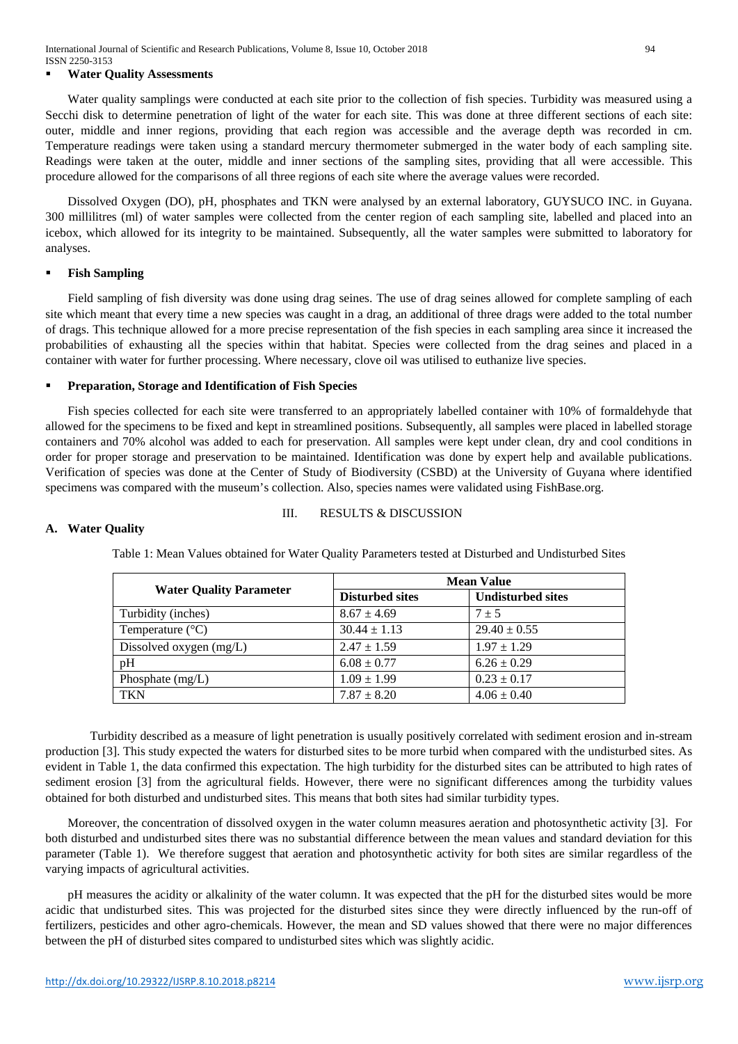- **Water Quality Assessments**

Water quality samplings were conducted at each site prior to the collection of fish species. Turbidity was measured using a Secchi disk to determine penetration of light of the water for each site. This was done at three different sections of each site: outer, middle and inner regions, providing that each region was accessible and the average depth was recorded in cm. Temperature readings were taken using a standard mercury thermometer submerged in the water body of each sampling site. Readings were taken at the outer, middle and inner sections of the sampling sites, providing that all were accessible. This procedure allowed for the comparisons of all three regions of each site where the average values were recorded.

Dissolved Oxygen (DO), pH, phosphates and TKN were analysed by an external laboratory, GUYSUCO INC. in Guyana. 300 millilitres (ml) of water samples were collected from the center region of each sampling site, labelled and placed into an icebox, which allowed for its integrity to be maintained. Subsequently, all the water samples were submitted to laboratory for analyses.

- **Fish Sampling**

Field sampling of fish diversity was done using drag seines. The use of drag seines allowed for complete sampling of each site which meant that every time a new species was caught in a drag, an additional of three drags were added to the total number of drags. This technique allowed for a more precise representation of the fish species in each sampling area since it increased the probabilities of exhausting all the species within that habitat. Species were collected from the drag seines and placed in a container with water for further processing. Where necessary, clove oil was utilised to euthanize live species.

- **Preparation, Storage and Identification of Fish Species**

Fish species collected for each site were transferred to an appropriately labelled container with 10% of formaldehyde that allowed for the specimens to be fixed and kept in streamlined positions. Subsequently, all samples were placed in labelled storage containers and 70% alcohol was added to each for preservation. All samples were kept under clean, dry and cool conditions in order for proper storage and preservation to be maintained. Identification was done by expert help and available publications. Verification of species was done at the Center of Study of Biodiversity (CSBD) at the University of Guyana where identified specimens was compared with the museum's collection. Also, species names were validated using FishBase.org.

## III. RESULTS & DISCUSSION

### A. Water Quality

Table 1: Mean Values obtained for Water Quality Parameters tested at Disturbed and Undisturbed Sites

| Water Quality Parameter | Mean Value | |
|---|---|---|
| | **Disturbed sites** | **Undisturbed sites** |
| Turbidity (inches) | $8.67 \pm 4.69$ | $7 \pm 5$ |
| Temperature (°C) | $30.44 \pm 1.13$ | $29.40 \pm 0.55$ |
| Dissolved oxygen (mg/L) | $2.47 \pm 1.59$ | $1.97 \pm 1.29$ |
| pH | $6.08 \pm 0.77$ | $6.26 \pm 0.29$ |
| Phosphate (mg/L) | $1.09 \pm 1.99$ | $0.23 \pm 0.17$ |
| TKN | $7.87 \pm 8.20$ | $4.06 \pm 0.40$ |

Turbidity described as a measure of light penetration is usually positively correlated with sediment erosion and in-stream production [3]. This study expected the waters for disturbed sites to be more turbid when compared with the undisturbed sites. As evident in Table 1, the data confirmed this expectation. The high turbidity for the disturbed sites can be attributed to high rates of sediment erosion [3] from the agricultural fields. However, there were no significant differences among the turbidity values obtained for both disturbed and undisturbed sites. This means that both sites had similar turbidity types.

Moreover, the concentration of dissolved oxygen in the water column measures aeration and photosynthetic activity [3]. For both disturbed and undisturbed sites there was no substantial difference between the mean values and standard deviation for this parameter (Table 1). We therefore suggest that aeration and photosynthetic activity for both sites are similar regardless of the varying impacts of agricultural activities.

pH measures the acidity or alkalinity of the water column. It was expected that the pH for the disturbed sites would be more acidic that undisturbed sites. This was projected for the disturbed sites since they were directly influenced by the run-off of fertilizers, pesticides and other agro-chemicals. However, the mean and SD values showed that there were no major differences between the pH of disturbed sites compared to undisturbed sites which was slightly acidic.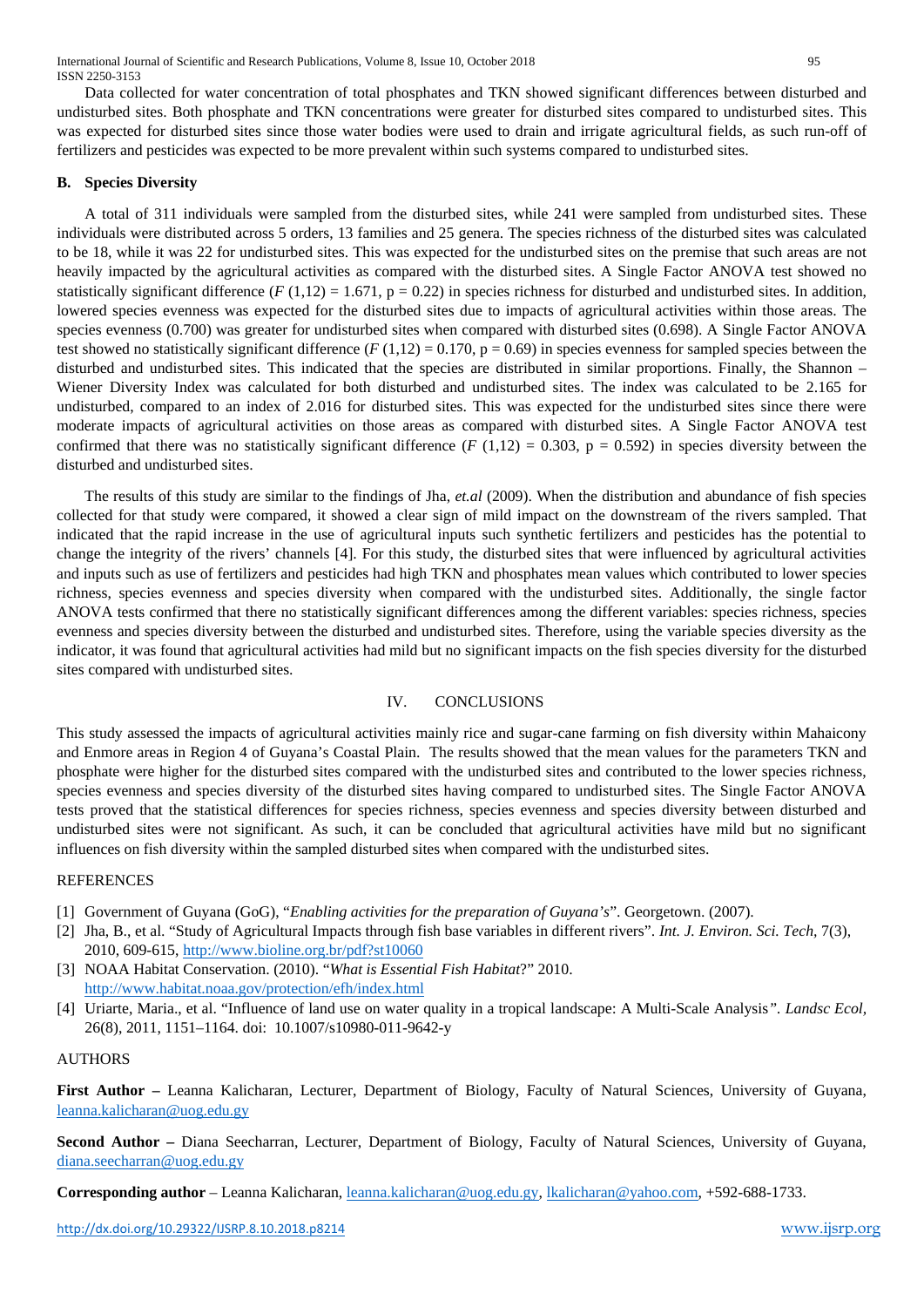Data collected for water concentration of total phosphates and TKN showed significant differences between disturbed and undisturbed sites. Both phosphate and TKN concentrations were greater for disturbed sites compared to undisturbed sites. This was expected for disturbed sites since those water bodies were used to drain and irrigate agricultural fields, as such run-off of fertilizers and pesticides was expected to be more prevalent within such systems compared to undisturbed sites.

### B. Species Diversity

A total of 311 individuals were sampled from the disturbed sites, while 241 were sampled from undisturbed sites. These individuals were distributed across 5 orders, 13 families and 25 genera. The species richness of the disturbed sites was calculated to be 18, while it was 22 for undisturbed sites. This was expected for the undisturbed sites on the premise that such areas are not heavily impacted by the agricultural activities as compared with the disturbed sites. A Single Factor ANOVA test showed no statistically significant difference ($F$ (1,12) = 1.671, p = 0.22) in species richness for disturbed and undisturbed sites. In addition, lowered species evenness was expected for the disturbed sites due to impacts of agricultural activities within those areas. The species evenness (0.700) was greater for undisturbed sites when compared with disturbed sites (0.698). A Single Factor ANOVA test showed no statistically significant difference ($F$ (1,12) = 0.170, p = 0.69) in species evenness for sampled species between the disturbed and undisturbed sites. This indicated that the species are distributed in similar proportions. Finally, the Shannon – Wiener Diversity Index was calculated for both disturbed and undisturbed sites. The index was calculated to be 2.165 for undisturbed, compared to an index of 2.016 for disturbed sites. This was expected for the undisturbed sites since there were moderate impacts of agricultural activities on those areas as compared with disturbed sites. A Single Factor ANOVA test confirmed that there was no statistically significant difference ($F$ (1,12) = 0.303, p = 0.592) in species diversity between the disturbed and undisturbed sites.

The results of this study are similar to the findings of Jha, *et.al* (2009). When the distribution and abundance of fish species collected for that study were compared, it showed a clear sign of mild impact on the downstream of the rivers sampled. That indicated that the rapid increase in the use of agricultural inputs such synthetic fertilizers and pesticides has the potential to change the integrity of the rivers' channels [4]. For this study, the disturbed sites that were influenced by agricultural activities and inputs such as use of fertilizers and pesticides had high TKN and phosphates mean values which contributed to lower species richness, species evenness and species diversity when compared with the undisturbed sites. Additionally, the single factor ANOVA tests confirmed that there no statistically significant differences among the different variables: species richness, species evenness and species diversity between the disturbed and undisturbed sites. Therefore, using the variable species diversity as the indicator, it was found that agricultural activities had mild but no significant impacts on the fish species diversity for the disturbed sites compared with undisturbed sites.

## IV. CONCLUSIONS

This study assessed the impacts of agricultural activities mainly rice and sugar-cane farming on fish diversity within Mahaicony and Enmore areas in Region 4 of Guyana's Coastal Plain. The results showed that the mean values for the parameters TKN and phosphate were higher for the disturbed sites compared with the undisturbed sites and contributed to the lower species richness, species evenness and species diversity of the disturbed sites having compared to undisturbed sites. The Single Factor ANOVA tests proved that the statistical differences for species richness, species evenness and species diversity between disturbed and undisturbed sites were not significant. As such, it can be concluded that agricultural activities have mild but no significant influences on fish diversity within the sampled disturbed sites when compared with the undisturbed sites.

## REFERENCES

[1] Government of Guyana (GoG), "*Enabling activities for the preparation of Guyana's*". Georgetown. (2007).

[2] Jha, B., et al. "Study of Agricultural Impacts through fish base variables in different rivers". *Int. J. Environ. Sci. Tech*, 7(3), 2010, 609-615, http://www.bioline.org.br/pdf?st10060

[3] NOAA Habitat Conservation. (2010). "*What is Essential Fish Habitat*?" 2010. http://www.habitat.noaa.gov/protection/efh/index.html

[4] Uriarte, Maria., et al. "Influence of land use on water quality in a tropical landscape: A Multi-Scale Analysis*". Landsc Ecol*, 26(8), 2011, 1151–1164. doi: 10.1007/s10980-011-9642-y

## AUTHORS

**First Author** – Leanna Kalicharan, Lecturer, Department of Biology, Faculty of Natural Sciences, University of Guyana, leanna.kalicharan@uog.edu.gy

**Second Author** – Diana Seecharran, Lecturer, Department of Biology, Faculty of Natural Sciences, University of Guyana, diana.seecharran@uog.edu.gy

**Corresponding author** – Leanna Kalicharan, leanna.kalicharan@uog.edu.gy, lkalicharan@yahoo.com, +592-688-1733.